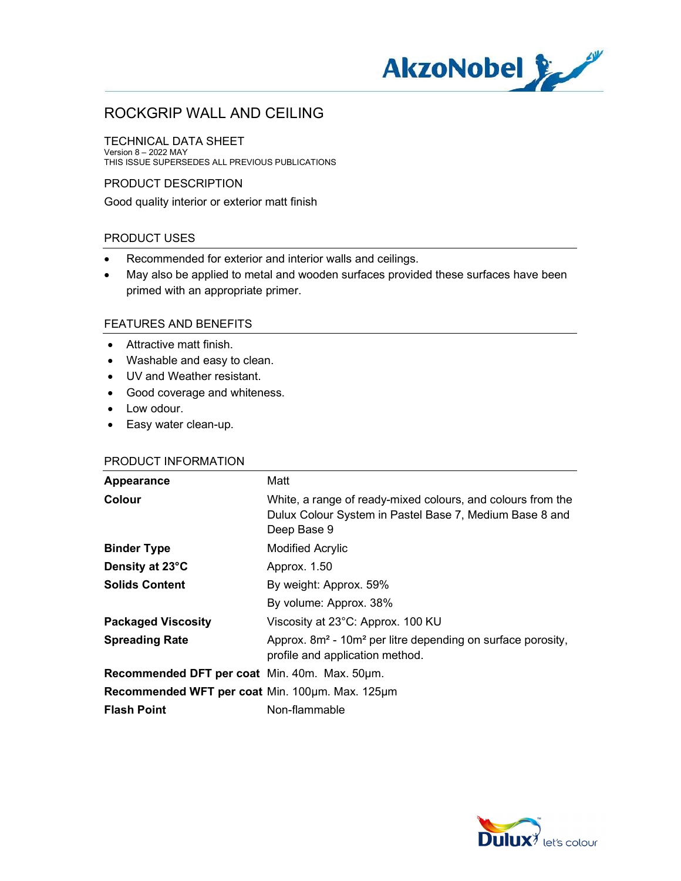# ROCKGRIP WALL AND CEILING

TECHNICAL DATA SHEET
Version 8 – 2022 MAY
THIS ISSUE SUPERSEDES ALL PREVIOUS PUBLICATIONS

## PRODUCT DESCRIPTION

Good quality interior or exterior matt finish

## PRODUCT USES

- Recommended for exterior and interior walls and ceilings.
- May also be applied to metal and wooden surfaces provided these surfaces have been primed with an appropriate primer.

## FEATURES AND BENEFITS

- Attractive matt finish.
- Washable and easy to clean.
- UV and Weather resistant.
- Good coverage and whiteness.
- Low odour.
- Easy water clean-up.

## PRODUCT INFORMATION

| | |
|---|---|
| **Appearance** | Matt |
| **Colour** | White, a range of ready-mixed colours, and colours from the Dulux Colour System in Pastel Base 7, Medium Base 8 and Deep Base 9 |
| **Binder Type** | Modified Acrylic |
| **Density at 23°C** | Approx. 1.50 |
| **Solids Content** | By weight: Approx. 59% |
| | By volume: Approx. 38% |
| **Packaged Viscosity** | Viscosity at 23°C: Approx. 100 KU |
| **Spreading Rate** | Approx. 8m² - 10m² per litre depending on surface porosity, profile and application method. |
| **Recommended DFT per coat** | Min. 40m. Max. 50µm. |
| **Recommended WFT per coat** | Min. 100µm. Max. 125µm |
| **Flash Point** | Non-flammable |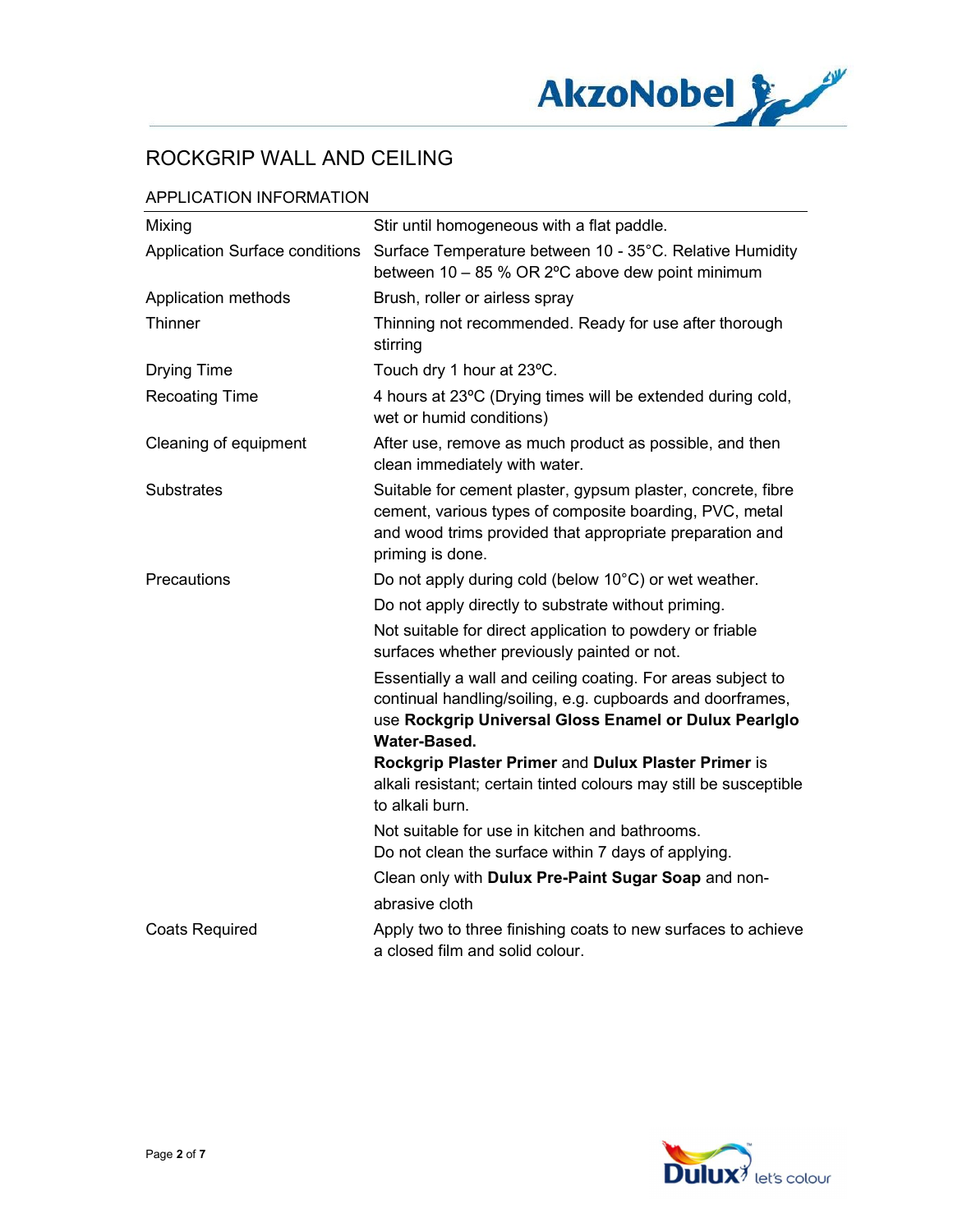# ROCKGRIP WALL AND CEILING

## APPLICATION INFORMATION

| | |
|---|---|
| Mixing | Stir until homogeneous with a flat paddle. |
| Application Surface conditions | Surface Temperature between 10 - 35°C. Relative Humidity between 10 – 85 % OR 2ºC above dew point minimum |
| Application methods | Brush, roller or airless spray |
| Thinner | Thinning not recommended. Ready for use after thorough stirring |
| Drying Time | Touch dry 1 hour at 23ºC. |
| Recoating Time | 4 hours at 23ºC (Drying times will be extended during cold, wet or humid conditions) |
| Cleaning of equipment | After use, remove as much product as possible, and then clean immediately with water. |
| Substrates | Suitable for cement plaster, gypsum plaster, concrete, fibre cement, various types of composite boarding, PVC, metal and wood trims provided that appropriate preparation and priming is done. |
| Precautions | Do not apply during cold (below 10°C) or wet weather.<br>Do not apply directly to substrate without priming.<br>Not suitable for direct application to powdery or friable surfaces whether previously painted or not.<br>Essentially a wall and ceiling coating. For areas subject to continual handling/soiling, e.g. cupboards and doorframes, use **Rockgrip Universal Gloss Enamel or Dulux Pearlglo Water-Based.**<br>**Rockgrip Plaster Primer** and **Dulux Plaster Primer** is alkali resistant; certain tinted colours may still be susceptible to alkali burn.<br>Not suitable for use in kitchen and bathrooms.<br>Do not clean the surface within 7 days of applying.<br>Clean only with **Dulux Pre-Paint Sugar Soap** and non-abrasive cloth |
| Coats Required | Apply two to three finishing coats to new surfaces to achieve a closed film and solid colour. |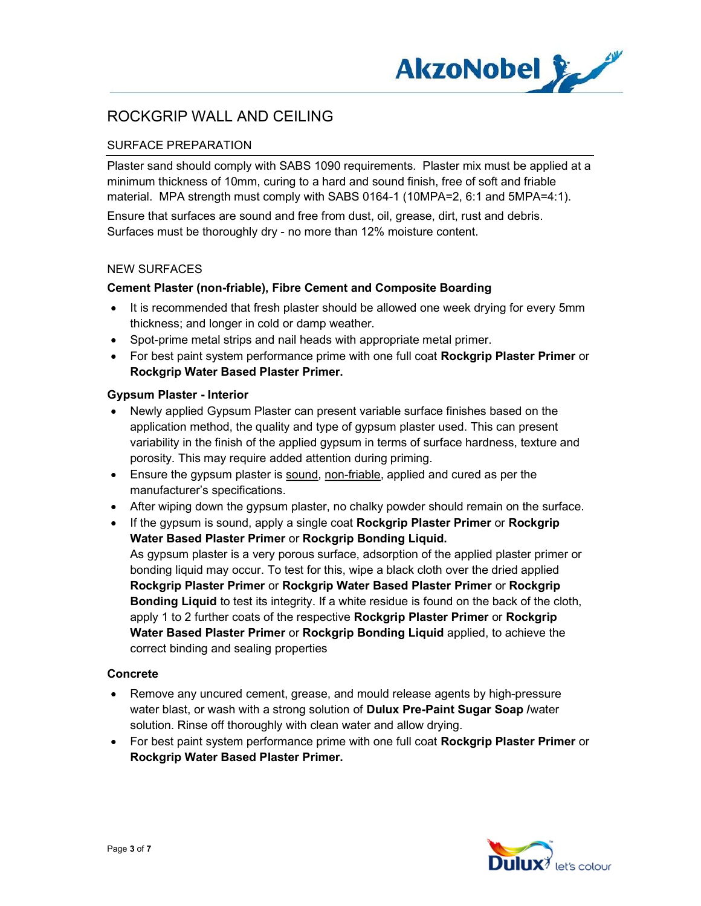# ROCKGRIP WALL AND CEILING

## SURFACE PREPARATION

Plaster sand should comply with SABS 1090 requirements. Plaster mix must be applied at a minimum thickness of 10mm, curing to a hard and sound finish, free of soft and friable material. MPA strength must comply with SABS 0164-1 (10MPA=2, 6:1 and 5MPA=4:1).

Ensure that surfaces are sound and free from dust, oil, grease, dirt, rust and debris. Surfaces must be thoroughly dry - no more than 12% moisture content.

### NEW SURFACES

**Cement Plaster (non-friable), Fibre Cement and Composite Boarding**

- It is recommended that fresh plaster should be allowed one week drying for every 5mm thickness; and longer in cold or damp weather.
- Spot-prime metal strips and nail heads with appropriate metal primer.
- For best paint system performance prime with one full coat **Rockgrip Plaster Primer** or **Rockgrip Water Based Plaster Primer.**

**Gypsum Plaster - Interior**

- Newly applied Gypsum Plaster can present variable surface finishes based on the application method, the quality and type of gypsum plaster used. This can present variability in the finish of the applied gypsum in terms of surface hardness, texture and porosity. This may require added attention during priming.
- Ensure the gypsum plaster is sound, non-friable, applied and cured as per the manufacturer's specifications.
- After wiping down the gypsum plaster, no chalky powder should remain on the surface.
- If the gypsum is sound, apply a single coat **Rockgrip Plaster Primer** or **Rockgrip Water Based Plaster Primer** or **Rockgrip Bonding Liquid.**
  As gypsum plaster is a very porous surface, adsorption of the applied plaster primer or bonding liquid may occur. To test for this, wipe a black cloth over the dried applied **Rockgrip Plaster Primer** or **Rockgrip Water Based Plaster Primer** or **Rockgrip Bonding Liquid** to test its integrity. If a white residue is found on the back of the cloth, apply 1 to 2 further coats of the respective **Rockgrip Plaster Primer** or **Rockgrip Water Based Plaster Primer** or **Rockgrip Bonding Liquid** applied, to achieve the correct binding and sealing properties

**Concrete**

- Remove any uncured cement, grease, and mould release agents by high-pressure water blast, or wash with a strong solution of **Dulux Pre-Paint Sugar Soap /**water solution. Rinse off thoroughly with clean water and allow drying.
- For best paint system performance prime with one full coat **Rockgrip Plaster Primer** or **Rockgrip Water Based Plaster Primer.**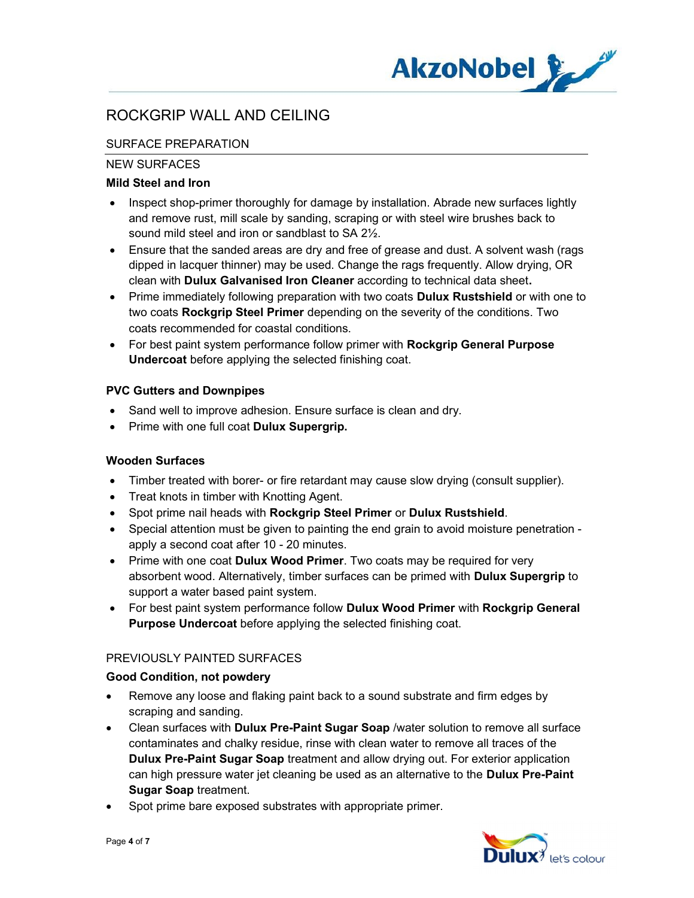# ROCKGRIP WALL AND CEILING

## SURFACE PREPARATION

### NEW SURFACES

**Mild Steel and Iron**

- Inspect shop-primer thoroughly for damage by installation. Abrade new surfaces lightly and remove rust, mill scale by sanding, scraping or with steel wire brushes back to sound mild steel and iron or sandblast to SA 2½.
- Ensure that the sanded areas are dry and free of grease and dust. A solvent wash (rags dipped in lacquer thinner) may be used. Change the rags frequently. Allow drying, OR clean with **Dulux Galvanised Iron Cleaner** according to technical data sheet**.**
- Prime immediately following preparation with two coats **Dulux Rustshield** or with one to two coats **Rockgrip Steel Primer** depending on the severity of the conditions. Two coats recommended for coastal conditions.
- For best paint system performance follow primer with **Rockgrip General Purpose Undercoat** before applying the selected finishing coat.

**PVC Gutters and Downpipes**

- Sand well to improve adhesion. Ensure surface is clean and dry.
- Prime with one full coat **Dulux Supergrip.**

**Wooden Surfaces**

- Timber treated with borer- or fire retardant may cause slow drying (consult supplier).
- Treat knots in timber with Knotting Agent.
- Spot prime nail heads with **Rockgrip Steel Primer** or **Dulux Rustshield**.
- Special attention must be given to painting the end grain to avoid moisture penetration - apply a second coat after 10 - 20 minutes.
- Prime with one coat **Dulux Wood Primer**. Two coats may be required for very absorbent wood. Alternatively, timber surfaces can be primed with **Dulux Supergrip** to support a water based paint system.
- For best paint system performance follow **Dulux Wood Primer** with **Rockgrip General Purpose Undercoat** before applying the selected finishing coat.

### PREVIOUSLY PAINTED SURFACES

**Good Condition, not powdery**

- Remove any loose and flaking paint back to a sound substrate and firm edges by scraping and sanding.
- Clean surfaces with **Dulux Pre-Paint Sugar Soap** /water solution to remove all surface contaminates and chalky residue, rinse with clean water to remove all traces of the **Dulux Pre-Paint Sugar Soap** treatment and allow drying out. For exterior application can high pressure water jet cleaning be used as an alternative to the **Dulux Pre-Paint Sugar Soap** treatment.
- Spot prime bare exposed substrates with appropriate primer.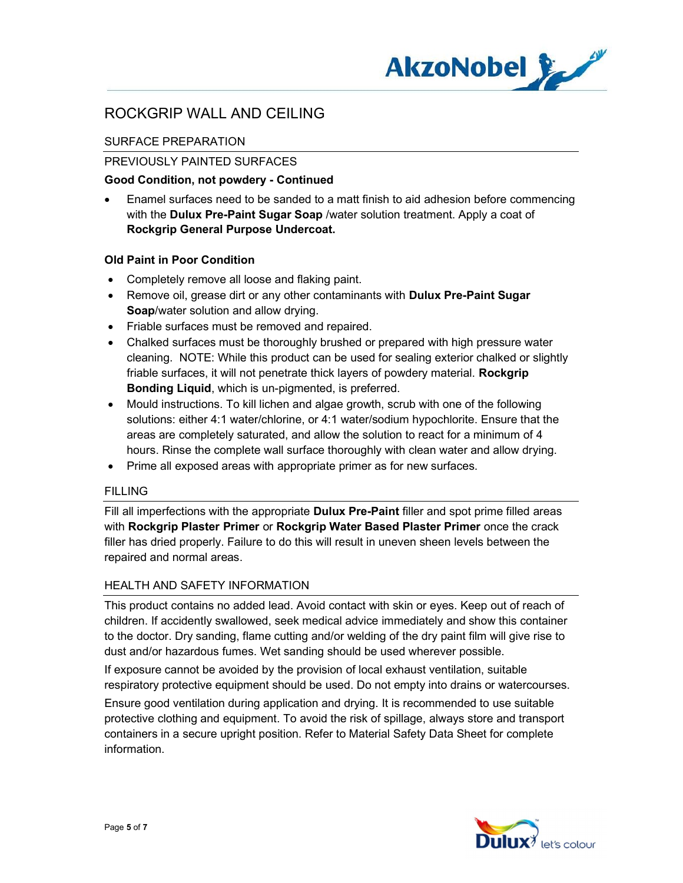# ROCKGRIP WALL AND CEILING

## SURFACE PREPARATION

### PREVIOUSLY PAINTED SURFACES

**Good Condition, not powdery - Continued**

- Enamel surfaces need to be sanded to a matt finish to aid adhesion before commencing with the **Dulux Pre-Paint Sugar Soap** /water solution treatment. Apply a coat of **Rockgrip General Purpose Undercoat.**

**Old Paint in Poor Condition**

- Completely remove all loose and flaking paint.
- Remove oil, grease dirt or any other contaminants with **Dulux Pre-Paint Sugar Soap**/water solution and allow drying.
- Friable surfaces must be removed and repaired.
- Chalked surfaces must be thoroughly brushed or prepared with high pressure water cleaning. NOTE: While this product can be used for sealing exterior chalked or slightly friable surfaces, it will not penetrate thick layers of powdery material. **Rockgrip Bonding Liquid**, which is un-pigmented, is preferred.
- Mould instructions. To kill lichen and algae growth, scrub with one of the following solutions: either 4:1 water/chlorine, or 4:1 water/sodium hypochlorite. Ensure that the areas are completely saturated, and allow the solution to react for a minimum of 4 hours. Rinse the complete wall surface thoroughly with clean water and allow drying.
- Prime all exposed areas with appropriate primer as for new surfaces.

## FILLING

Fill all imperfections with the appropriate **Dulux Pre-Paint** filler and spot prime filled areas with **Rockgrip Plaster Primer** or **Rockgrip Water Based Plaster Primer** once the crack filler has dried properly. Failure to do this will result in uneven sheen levels between the repaired and normal areas.

## HEALTH AND SAFETY INFORMATION

This product contains no added lead. Avoid contact with skin or eyes. Keep out of reach of children. If accidently swallowed, seek medical advice immediately and show this container to the doctor. Dry sanding, flame cutting and/or welding of the dry paint film will give rise to dust and/or hazardous fumes. Wet sanding should be used wherever possible.

If exposure cannot be avoided by the provision of local exhaust ventilation, suitable respiratory protective equipment should be used. Do not empty into drains or watercourses.

Ensure good ventilation during application and drying. It is recommended to use suitable protective clothing and equipment. To avoid the risk of spillage, always store and transport containers in a secure upright position. Refer to Material Safety Data Sheet for complete information.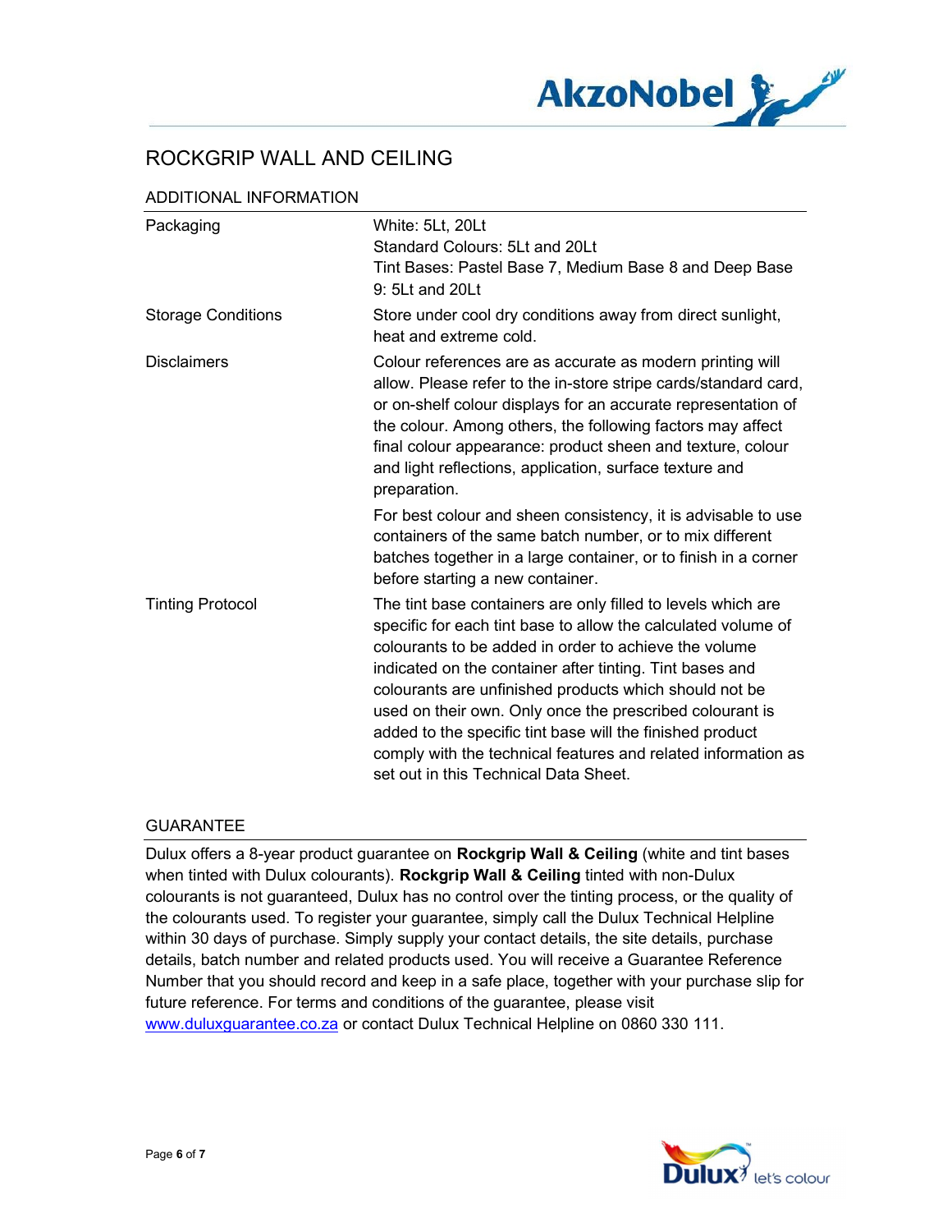# ROCKGRIP WALL AND CEILING

## ADDITIONAL INFORMATION

| | |
|---|---|
| Packaging | White: 5Lt, 20Lt<br>Standard Colours: 5Lt and 20Lt<br>Tint Bases: Pastel Base 7, Medium Base 8 and Deep Base 9: 5Lt and 20Lt |
| Storage Conditions | Store under cool dry conditions away from direct sunlight, heat and extreme cold. |
| Disclaimers | Colour references are as accurate as modern printing will allow. Please refer to the in-store stripe cards/standard card, or on-shelf colour displays for an accurate representation of the colour. Among others, the following factors may affect final colour appearance: product sheen and texture, colour and light reflections, application, surface texture and preparation.<br><br>For best colour and sheen consistency, it is advisable to use containers of the same batch number, or to mix different batches together in a large container, or to finish in a corner before starting a new container. |
| Tinting Protocol | The tint base containers are only filled to levels which are specific for each tint base to allow the calculated volume of colourants to be added in order to achieve the volume indicated on the container after tinting. Tint bases and colourants are unfinished products which should not be used on their own. Only once the prescribed colourant is added to the specific tint base will the finished product comply with the technical features and related information as set out in this Technical Data Sheet. |

## GUARANTEE

Dulux offers a 8-year product guarantee on **Rockgrip Wall & Ceiling** (white and tint bases when tinted with Dulux colourants). **Rockgrip Wall & Ceiling** tinted with non-Dulux colourants is not guaranteed, Dulux has no control over the tinting process, or the quality of the colourants used. To register your guarantee, simply call the Dulux Technical Helpline within 30 days of purchase. Simply supply your contact details, the site details, purchase details, batch number and related products used. You will receive a Guarantee Reference Number that you should record and keep in a safe place, together with your purchase slip for future reference. For terms and conditions of the guarantee, please visit www.duluxguarantee.co.za or contact Dulux Technical Helpline on 0860 330 111.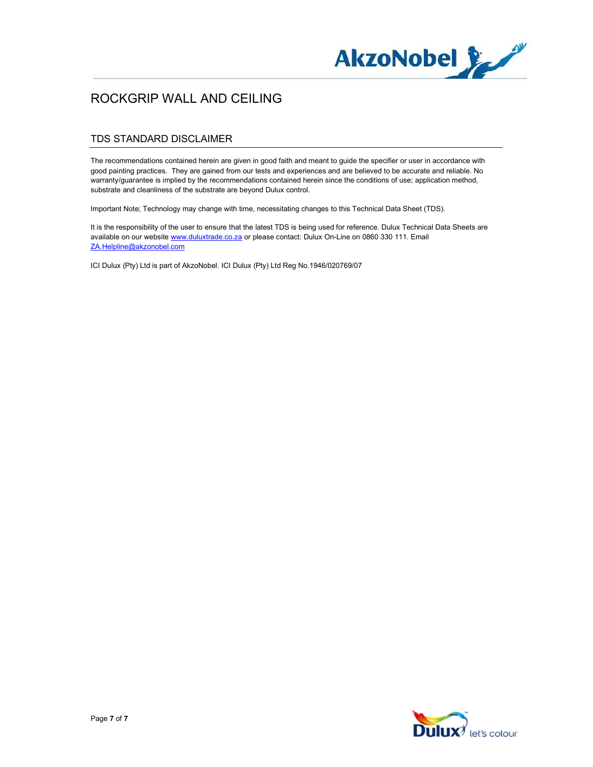# ROCKGRIP WALL AND CEILING

## TDS STANDARD DISCLAIMER

The recommendations contained herein are given in good faith and meant to guide the specifier or user in accordance with good painting practices. They are gained from our tests and experiences and are believed to be accurate and reliable. No warranty/guarantee is implied by the recommendations contained herein since the conditions of use; application method, substrate and cleanliness of the substrate are beyond Dulux control.

Important Note; Technology may change with time, necessitating changes to this Technical Data Sheet (TDS).

It is the responsibility of the user to ensure that the latest TDS is being used for reference. Dulux Technical Data Sheets are available on our website www.duluxtrade.co.za or please contact: Dulux On-Line on 0860 330 111. Email ZA.Helpline@akzonobel.com

ICI Dulux (Pty) Ltd is part of AkzoNobel. ICI Dulux (Pty) Ltd Reg No.1946/020769/07